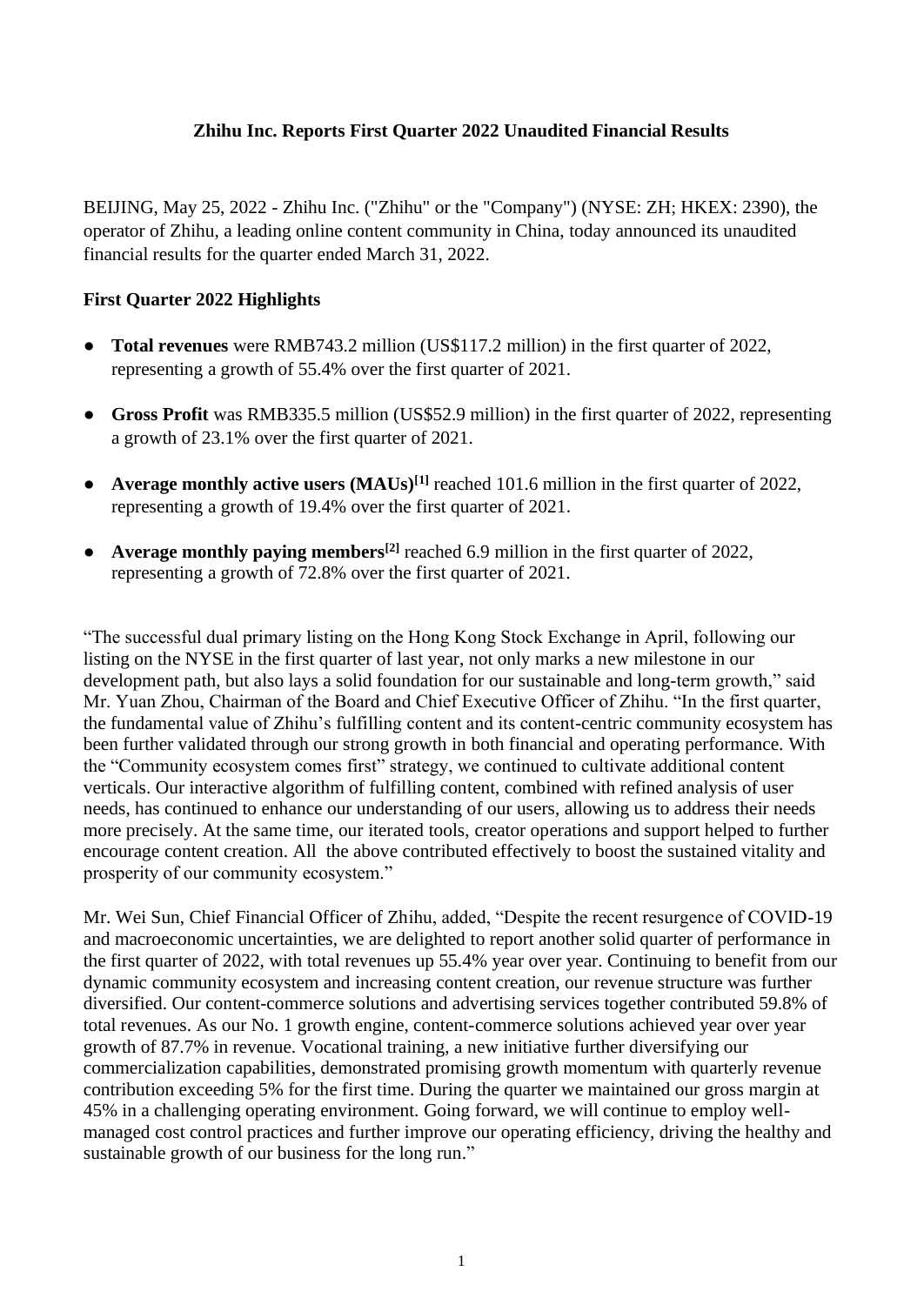# Zhihu Inc. Reports First Quarter 2022 Unaudited Financial Results

BEIJING, May 25, 2022 - Zhihu Inc. ("Zhihu" or the "Company") (NYSE: ZH; HKEX: 2390), the operator of Zhihu, a leading online content community in China, today announced its unaudited financial results for the quarter ended March 31, 2022.

## First Quarter 2022 Highlights

- **Total revenues** were RMB743.2 million (US$117.2 million) in the first quarter of 2022, representing a growth of 55.4% over the first quarter of 2021.
- **Gross Profit** was RMB335.5 million (US$52.9 million) in the first quarter of 2022, representing a growth of 23.1% over the first quarter of 2021.
- **Average monthly active users (MAUs)[1]** reached 101.6 million in the first quarter of 2022, representing a growth of 19.4% over the first quarter of 2021.
- **Average monthly paying members[2]** reached 6.9 million in the first quarter of 2022, representing a growth of 72.8% over the first quarter of 2021.

"The successful dual primary listing on the Hong Kong Stock Exchange in April, following our listing on the NYSE in the first quarter of last year, not only marks a new milestone in our development path, but also lays a solid foundation for our sustainable and long-term growth," said Mr. Yuan Zhou, Chairman of the Board and Chief Executive Officer of Zhihu. "In the first quarter, the fundamental value of Zhihu's fulfilling content and its content-centric community ecosystem has been further validated through our strong growth in both financial and operating performance. With the "Community ecosystem comes first" strategy, we continued to cultivate additional content verticals. Our interactive algorithm of fulfilling content, combined with refined analysis of user needs, has continued to enhance our understanding of our users, allowing us to address their needs more precisely. At the same time, our iterated tools, creator operations and support helped to further encourage content creation. All the above contributed effectively to boost the sustained vitality and prosperity of our community ecosystem."

Mr. Wei Sun, Chief Financial Officer of Zhihu, added, "Despite the recent resurgence of COVID-19 and macroeconomic uncertainties, we are delighted to report another solid quarter of performance in the first quarter of 2022, with total revenues up 55.4% year over year. Continuing to benefit from our dynamic community ecosystem and increasing content creation, our revenue structure was further diversified. Our content-commerce solutions and advertising services together contributed 59.8% of total revenues. As our No. 1 growth engine, content-commerce solutions achieved year over year growth of 87.7% in revenue. Vocational training, a new initiative further diversifying our commercialization capabilities, demonstrated promising growth momentum with quarterly revenue contribution exceeding 5% for the first time. During the quarter we maintained our gross margin at 45% in a challenging operating environment. Going forward, we will continue to employ well-managed cost control practices and further improve our operating efficiency, driving the healthy and sustainable growth of our business for the long run."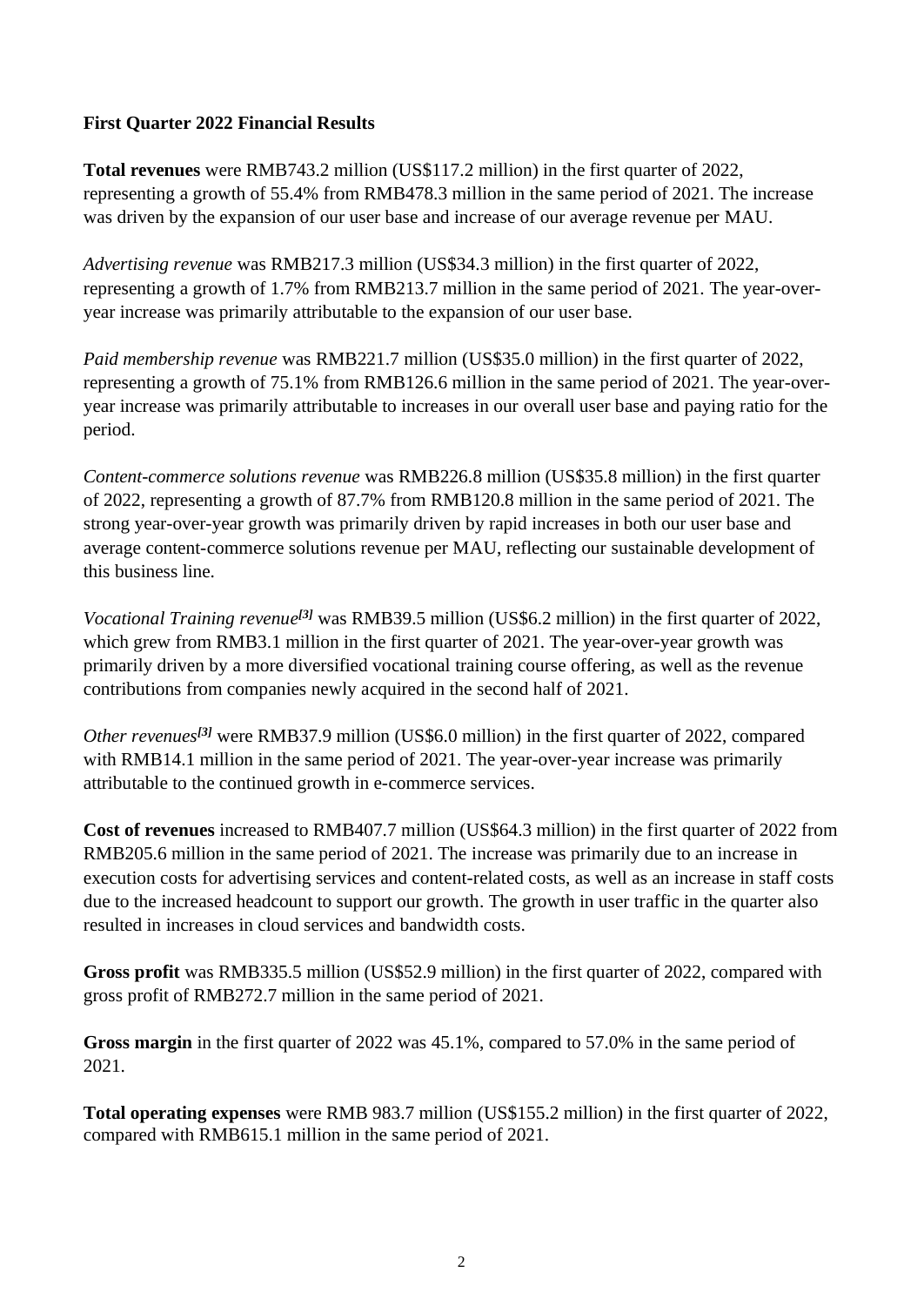**First Quarter 2022 Financial Results**

**Total revenues** were RMB743.2 million (US$117.2 million) in the first quarter of 2022, representing a growth of 55.4% from RMB478.3 million in the same period of 2021. The increase was driven by the expansion of our user base and increase of our average revenue per MAU.

*Advertising revenue* was RMB217.3 million (US$34.3 million) in the first quarter of 2022, representing a growth of 1.7% from RMB213.7 million in the same period of 2021. The year-over-year increase was primarily attributable to the expansion of our user base.

*Paid membership revenue* was RMB221.7 million (US$35.0 million) in the first quarter of 2022, representing a growth of 75.1% from RMB126.6 million in the same period of 2021. The year-over-year increase was primarily attributable to increases in our overall user base and paying ratio for the period.

*Content-commerce solutions revenue* was RMB226.8 million (US$35.8 million) in the first quarter of 2022, representing a growth of 87.7% from RMB120.8 million in the same period of 2021. The strong year-over-year growth was primarily driven by rapid increases in both our user base and average content-commerce solutions revenue per MAU, reflecting our sustainable development of this business line.

*Vocational Training revenue*[3] was RMB39.5 million (US$6.2 million) in the first quarter of 2022, which grew from RMB3.1 million in the first quarter of 2021. The year-over-year growth was primarily driven by a more diversified vocational training course offering, as well as the revenue contributions from companies newly acquired in the second half of 2021.

*Other revenues*[3] were RMB37.9 million (US$6.0 million) in the first quarter of 2022, compared with RMB14.1 million in the same period of 2021. The year-over-year increase was primarily attributable to the continued growth in e-commerce services.

**Cost of revenues** increased to RMB407.7 million (US$64.3 million) in the first quarter of 2022 from RMB205.6 million in the same period of 2021. The increase was primarily due to an increase in execution costs for advertising services and content-related costs, as well as an increase in staff costs due to the increased headcount to support our growth. The growth in user traffic in the quarter also resulted in increases in cloud services and bandwidth costs.

**Gross profit** was RMB335.5 million (US$52.9 million) in the first quarter of 2022, compared with gross profit of RMB272.7 million in the same period of 2021.

**Gross margin** in the first quarter of 2022 was 45.1%, compared to 57.0% in the same period of 2021.

**Total operating expenses** were RMB 983.7 million (US$155.2 million) in the first quarter of 2022, compared with RMB615.1 million in the same period of 2021.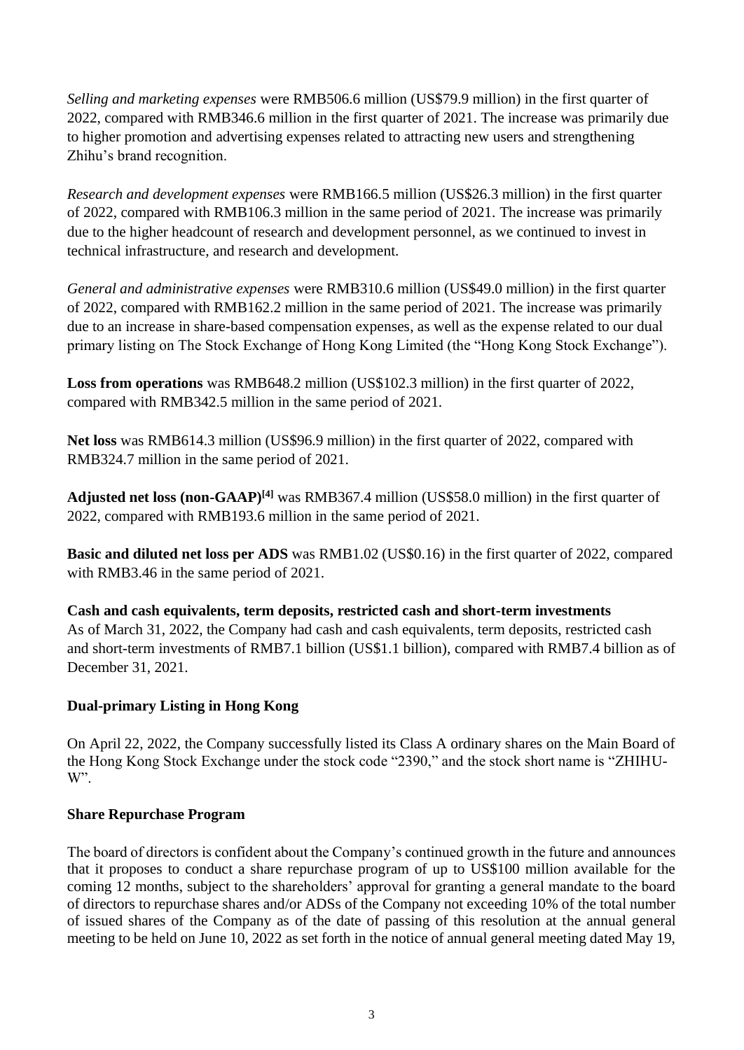*Selling and marketing expenses* were RMB506.6 million (US$79.9 million) in the first quarter of 2022, compared with RMB346.6 million in the first quarter of 2021. The increase was primarily due to higher promotion and advertising expenses related to attracting new users and strengthening Zhihu's brand recognition.

*Research and development expenses* were RMB166.5 million (US$26.3 million) in the first quarter of 2022, compared with RMB106.3 million in the same period of 2021. The increase was primarily due to the higher headcount of research and development personnel, as we continued to invest in technical infrastructure, and research and development.

*General and administrative expenses* were RMB310.6 million (US$49.0 million) in the first quarter of 2022, compared with RMB162.2 million in the same period of 2021. The increase was primarily due to an increase in share-based compensation expenses, as well as the expense related to our dual primary listing on The Stock Exchange of Hong Kong Limited (the "Hong Kong Stock Exchange").

**Loss from operations** was RMB648.2 million (US$102.3 million) in the first quarter of 2022, compared with RMB342.5 million in the same period of 2021.

**Net loss** was RMB614.3 million (US$96.9 million) in the first quarter of 2022, compared with RMB324.7 million in the same period of 2021.

**Adjusted net loss (non-GAAP)[4]** was RMB367.4 million (US$58.0 million) in the first quarter of 2022, compared with RMB193.6 million in the same period of 2021.

**Basic and diluted net loss per ADS** was RMB1.02 (US$0.16) in the first quarter of 2022, compared with RMB3.46 in the same period of 2021.

**Cash and cash equivalents, term deposits, restricted cash and short-term investments**
As of March 31, 2022, the Company had cash and cash equivalents, term deposits, restricted cash and short-term investments of RMB7.1 billion (US$1.1 billion), compared with RMB7.4 billion as of December 31, 2021.

## Dual-primary Listing in Hong Kong

On April 22, 2022, the Company successfully listed its Class A ordinary shares on the Main Board of the Hong Kong Stock Exchange under the stock code "2390," and the stock short name is "ZHIHU-W".

## Share Repurchase Program

The board of directors is confident about the Company's continued growth in the future and announces that it proposes to conduct a share repurchase program of up to US$100 million available for the coming 12 months, subject to the shareholders' approval for granting a general mandate to the board of directors to repurchase shares and/or ADSs of the Company not exceeding 10% of the total number of issued shares of the Company as of the date of passing of this resolution at the annual general meeting to be held on June 10, 2022 as set forth in the notice of annual general meeting dated May 19,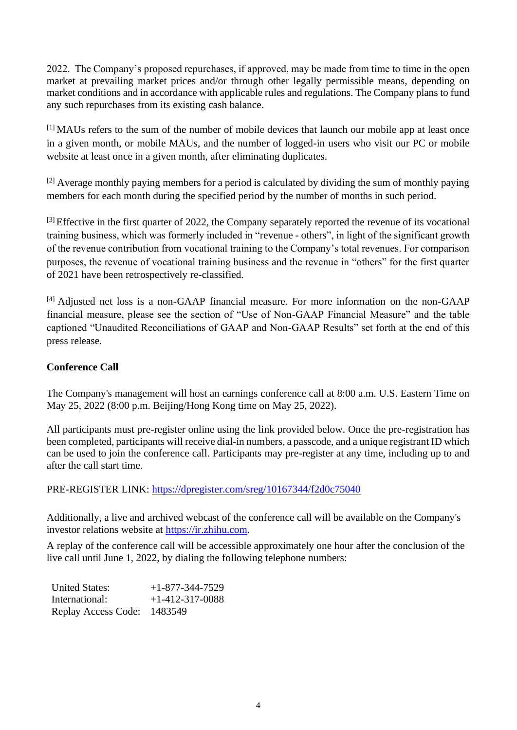2022. The Company's proposed repurchases, if approved, may be made from time to time in the open market at prevailing market prices and/or through other legally permissible means, depending on market conditions and in accordance with applicable rules and regulations. The Company plans to fund any such repurchases from its existing cash balance.

[1] MAUs refers to the sum of the number of mobile devices that launch our mobile app at least once in a given month, or mobile MAUs, and the number of logged-in users who visit our PC or mobile website at least once in a given month, after eliminating duplicates.

[2] Average monthly paying members for a period is calculated by dividing the sum of monthly paying members for each month during the specified period by the number of months in such period.

[3] Effective in the first quarter of 2022, the Company separately reported the revenue of its vocational training business, which was formerly included in "revenue - others", in light of the significant growth of the revenue contribution from vocational training to the Company's total revenues. For comparison purposes, the revenue of vocational training business and the revenue in "others" for the first quarter of 2021 have been retrospectively re-classified.

[4] Adjusted net loss is a non-GAAP financial measure. For more information on the non-GAAP financial measure, please see the section of "Use of Non-GAAP Financial Measure" and the table captioned "Unaudited Reconciliations of GAAP and Non-GAAP Results" set forth at the end of this press release.

**Conference Call**

The Company's management will host an earnings conference call at 8:00 a.m. U.S. Eastern Time on May 25, 2022 (8:00 p.m. Beijing/Hong Kong time on May 25, 2022).

All participants must pre-register online using the link provided below. Once the pre-registration has been completed, participants will receive dial-in numbers, a passcode, and a unique registrant ID which can be used to join the conference call. Participants may pre-register at any time, including up to and after the call start time.

PRE-REGISTER LINK: https://dpregister.com/sreg/10167344/f2d0c75040

Additionally, a live and archived webcast of the conference call will be available on the Company's investor relations website at https://ir.zhihu.com.

A replay of the conference call will be accessible approximately one hour after the conclusion of the live call until June 1, 2022, by dialing the following telephone numbers:

| | |
|---|---|
| United States: | +1-877-344-7529 |
| International: | +1-412-317-0088 |
| Replay Access Code: | 1483549 |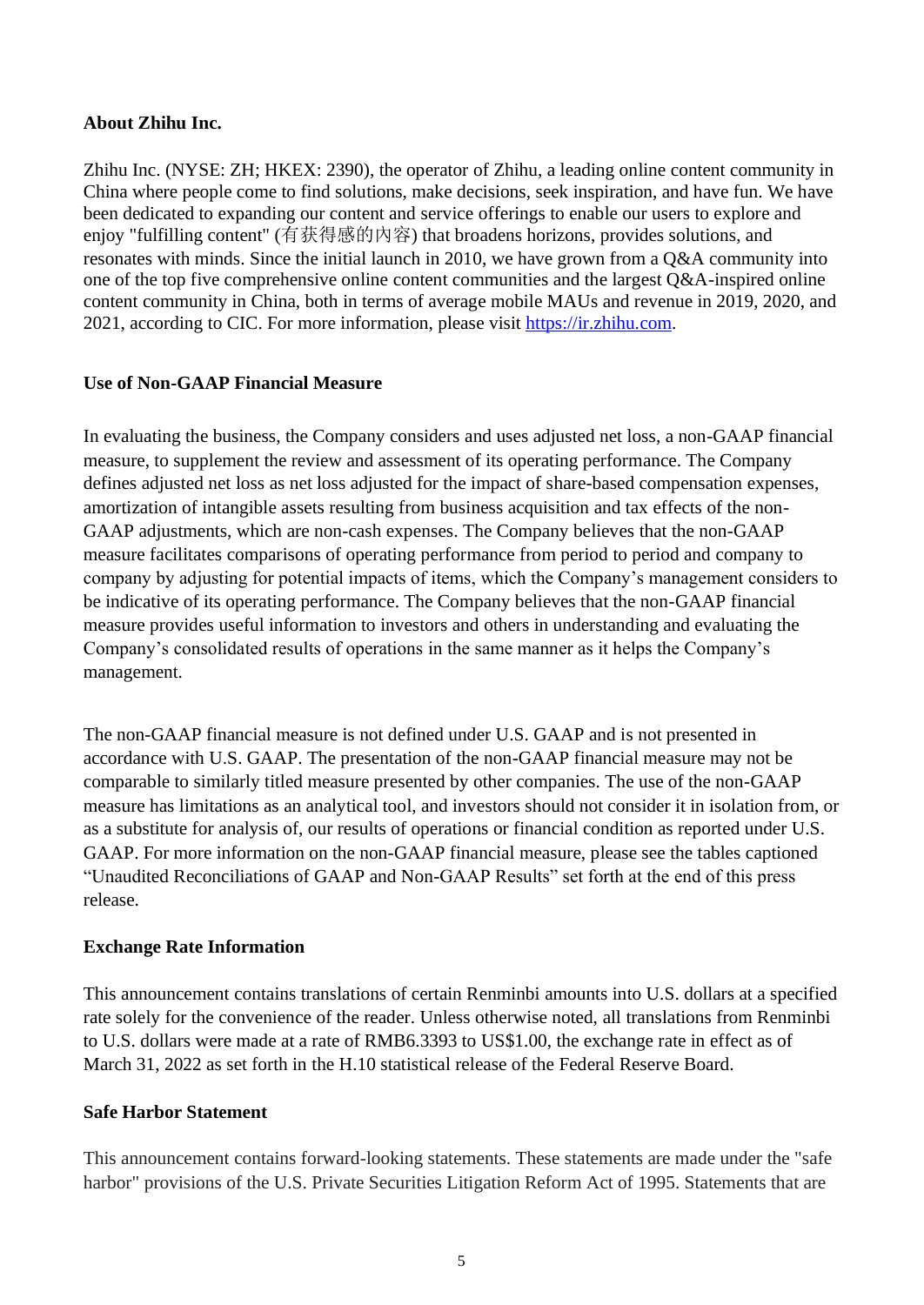**About Zhihu Inc.**

Zhihu Inc. (NYSE: ZH; HKEX: 2390), the operator of Zhihu, a leading online content community in China where people come to find solutions, make decisions, seek inspiration, and have fun. We have been dedicated to expanding our content and service offerings to enable our users to explore and enjoy "fulfilling content" (有获得感的内容) that broadens horizons, provides solutions, and resonates with minds. Since the initial launch in 2010, we have grown from a Q&A community into one of the top five comprehensive online content communities and the largest Q&A-inspired online content community in China, both in terms of average mobile MAUs and revenue in 2019, 2020, and 2021, according to CIC. For more information, please visit https://ir.zhihu.com.

**Use of Non-GAAP Financial Measure**

In evaluating the business, the Company considers and uses adjusted net loss, a non-GAAP financial measure, to supplement the review and assessment of its operating performance. The Company defines adjusted net loss as net loss adjusted for the impact of share-based compensation expenses, amortization of intangible assets resulting from business acquisition and tax effects of the non-GAAP adjustments, which are non-cash expenses. The Company believes that the non-GAAP measure facilitates comparisons of operating performance from period to period and company to company by adjusting for potential impacts of items, which the Company's management considers to be indicative of its operating performance. The Company believes that the non-GAAP financial measure provides useful information to investors and others in understanding and evaluating the Company's consolidated results of operations in the same manner as it helps the Company's management.

The non-GAAP financial measure is not defined under U.S. GAAP and is not presented in accordance with U.S. GAAP. The presentation of the non-GAAP financial measure may not be comparable to similarly titled measure presented by other companies. The use of the non-GAAP measure has limitations as an analytical tool, and investors should not consider it in isolation from, or as a substitute for analysis of, our results of operations or financial condition as reported under U.S. GAAP. For more information on the non-GAAP financial measure, please see the tables captioned "Unaudited Reconciliations of GAAP and Non-GAAP Results" set forth at the end of this press release.

**Exchange Rate Information**

This announcement contains translations of certain Renminbi amounts into U.S. dollars at a specified rate solely for the convenience of the reader. Unless otherwise noted, all translations from Renminbi to U.S. dollars were made at a rate of RMB6.3393 to US$1.00, the exchange rate in effect as of March 31, 2022 as set forth in the H.10 statistical release of the Federal Reserve Board.

**Safe Harbor Statement**

This announcement contains forward-looking statements. These statements are made under the "safe harbor" provisions of the U.S. Private Securities Litigation Reform Act of 1995. Statements that are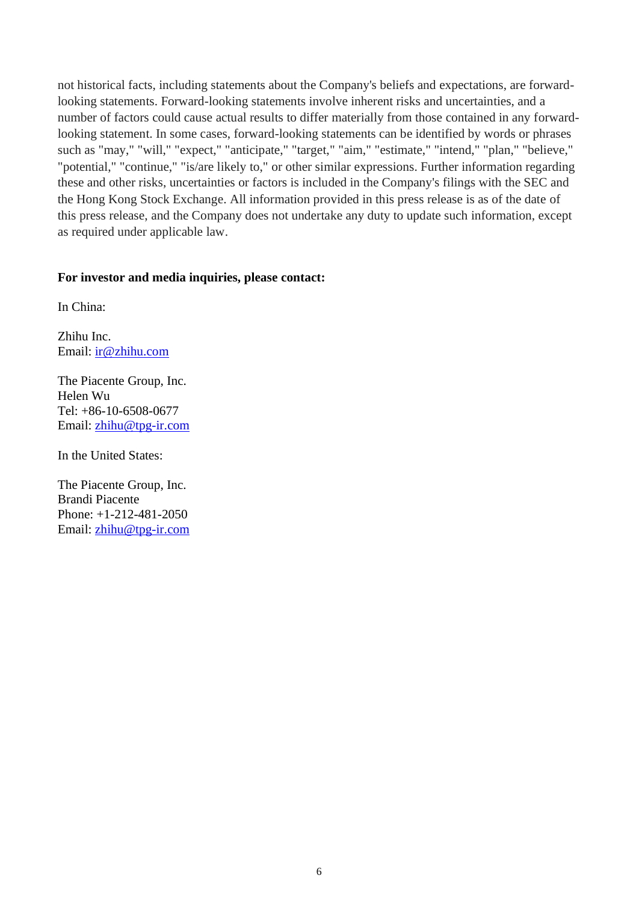not historical facts, including statements about the Company's beliefs and expectations, are forward-looking statements. Forward-looking statements involve inherent risks and uncertainties, and a number of factors could cause actual results to differ materially from those contained in any forward-looking statement. In some cases, forward-looking statements can be identified by words or phrases such as "may," "will," "expect," "anticipate," "target," "aim," "estimate," "intend," "plan," "believe," "potential," "continue," "is/are likely to," or other similar expressions. Further information regarding these and other risks, uncertainties or factors is included in the Company's filings with the SEC and the Hong Kong Stock Exchange. All information provided in this press release is as of the date of this press release, and the Company does not undertake any duty to update such information, except as required under applicable law.

**For investor and media inquiries, please contact:**

In China:

Zhihu Inc.
Email: ir@zhihu.com

The Piacente Group, Inc.
Helen Wu
Tel: +86-10-6508-0677
Email: zhihu@tpg-ir.com

In the United States:

The Piacente Group, Inc.
Brandi Piacente
Phone: +1-212-481-2050
Email: zhihu@tpg-ir.com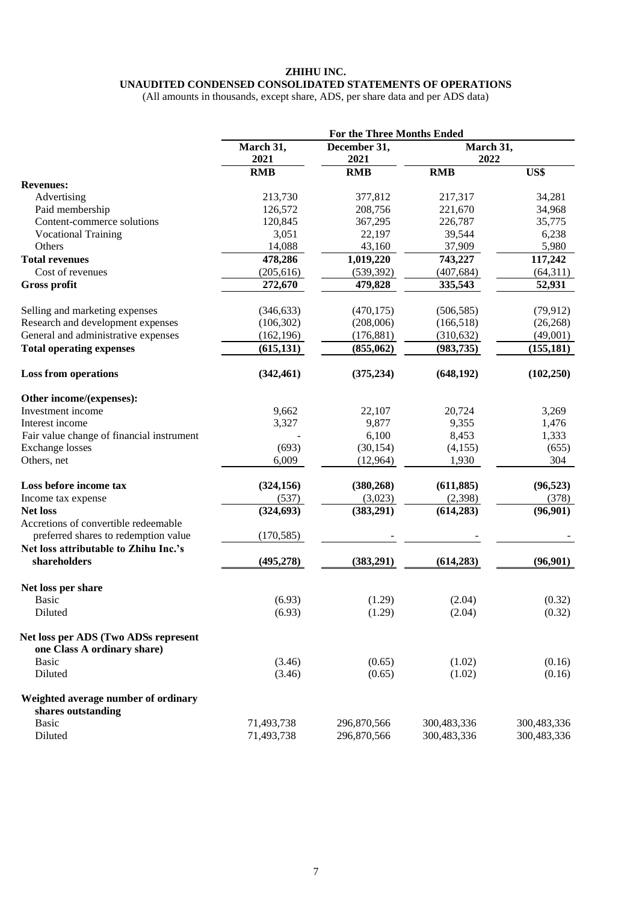**ZHIHU INC.**

**UNAUDITED CONDENSED CONSOLIDATED STATEMENTS OF OPERATIONS**

(All amounts in thousands, except share, ADS, per share data and per ADS data)

| | For the Three Months Ended | | | |
|---|---|---|---|---|
| | March 31, 2021 | December 31, 2021 | March 31, 2022 | |
| | RMB | RMB | RMB | US$ |
| **Revenues:** | | | | |
| Advertising | 213,730 | 377,812 | 217,317 | 34,281 |
| Paid membership | 126,572 | 208,756 | 221,670 | 34,968 |
| Content-commerce solutions | 120,845 | 367,295 | 226,787 | 35,775 |
| Vocational Training | 3,051 | 22,197 | 39,544 | 6,238 |
| Others | 14,088 | 43,160 | 37,909 | 5,980 |
| **Total revenues** | **478,286** | **1,019,220** | **743,227** | **117,242** |
| Cost of revenues | (205,616) | (539,392) | (407,684) | (64,311) |
| **Gross profit** | **272,670** | **479,828** | **335,543** | **52,931** |
| Selling and marketing expenses | (346,633) | (470,175) | (506,585) | (79,912) |
| Research and development expenses | (106,302) | (208,006) | (166,518) | (26,268) |
| General and administrative expenses | (162,196) | (176,881) | (310,632) | (49,001) |
| **Total operating expenses** | **(615,131)** | **(855,062)** | **(983,735)** | **(155,181)** |
| **Loss from operations** | **(342,461)** | **(375,234)** | **(648,192)** | **(102,250)** |
| **Other income/(expenses):** | | | | |
| Investment income | 9,662 | 22,107 | 20,724 | 3,269 |
| Interest income | 3,327 | 9,877 | 9,355 | 1,476 |
| Fair value change of financial instrument | - | 6,100 | 8,453 | 1,333 |
| Exchange losses | (693) | (30,154) | (4,155) | (655) |
| Others, net | 6,009 | (12,964) | 1,930 | 304 |
| **Loss before income tax** | **(324,156)** | **(380,268)** | **(611,885)** | **(96,523)** |
| Income tax expense | (537) | (3,023) | (2,398) | (378) |
| **Net loss** | **(324,693)** | **(383,291)** | **(614,283)** | **(96,901)** |
| Accretions of convertible redeemable preferred shares to redemption value | (170,585) | - | - | - |
| **Net loss attributable to Zhihu Inc.'s shareholders** | **(495,278)** | **(383,291)** | **(614,283)** | **(96,901)** |
| **Net loss per share** | | | | |
| Basic | (6.93) | (1.29) | (2.04) | (0.32) |
| Diluted | (6.93) | (1.29) | (2.04) | (0.32) |
| **Net loss per ADS (Two ADSs represent one Class A ordinary share)** | | | | |
| Basic | (3.46) | (0.65) | (1.02) | (0.16) |
| Diluted | (3.46) | (0.65) | (1.02) | (0.16) |
| **Weighted average number of ordinary shares outstanding** | | | | |
| Basic | 71,493,738 | 296,870,566 | 300,483,336 | 300,483,336 |
| Diluted | 71,493,738 | 296,870,566 | 300,483,336 | 300,483,336 |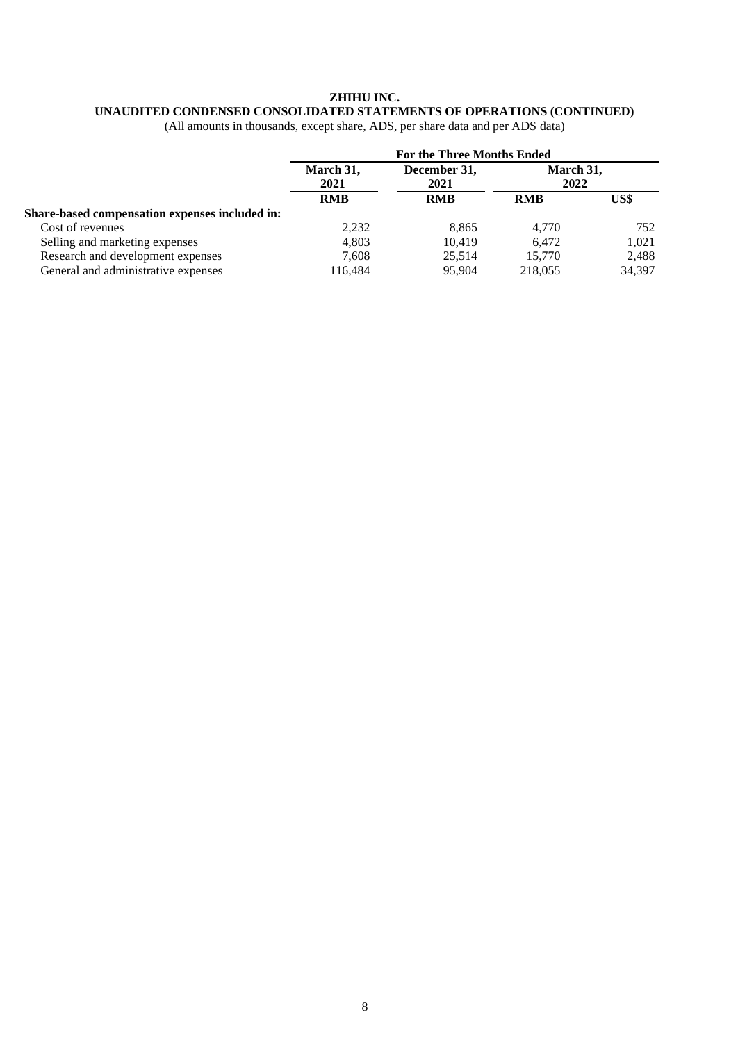**ZHIHU INC.**
**UNAUDITED CONDENSED CONSOLIDATED STATEMENTS OF OPERATIONS (CONTINUED)**
(All amounts in thousands, except share, ADS, per share data and per ADS data)

| | For the Three Months Ended | | | |
|---|---|---|---|---|
| | March 31, 2021 | December 31, 2021 | March 31, 2022 | |
| | RMB | RMB | RMB | US$ |
| **Share-based compensation expenses included in:** | | | | |
| Cost of revenues | 2,232 | 8,865 | 4,770 | 752 |
| Selling and marketing expenses | 4,803 | 10,419 | 6,472 | 1,021 |
| Research and development expenses | 7,608 | 25,514 | 15,770 | 2,488 |
| General and administrative expenses | 116,484 | 95,904 | 218,055 | 34,397 |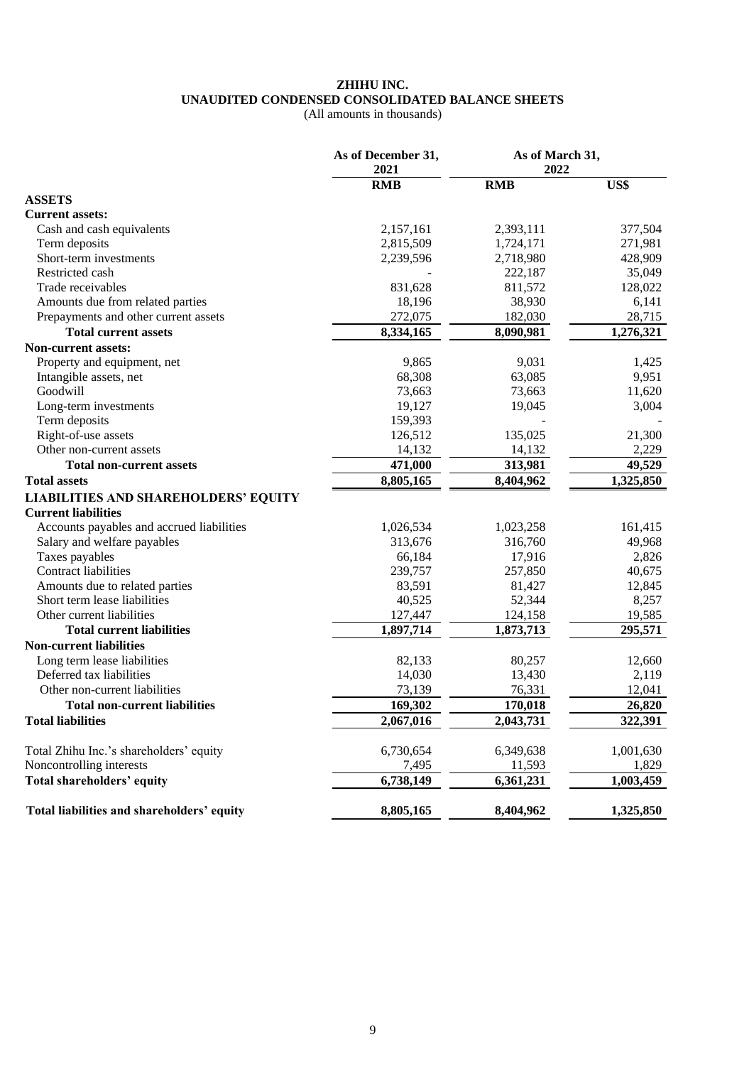# ZHIHU INC.
## UNAUDITED CONDENSED CONSOLIDATED BALANCE SHEETS
(All amounts in thousands)

| | As of December 31, 2021 | As of March 31, 2022 | |
|---|---|---|---|
| | RMB | RMB | US$ |
| **ASSETS** | | | |
| **Current assets:** | | | |
| Cash and cash equivalents | 2,157,161 | 2,393,111 | 377,504 |
| Term deposits | 2,815,509 | 1,724,171 | 271,981 |
| Short-term investments | 2,239,596 | 2,718,980 | 428,909 |
| Restricted cash | - | 222,187 | 35,049 |
| Trade receivables | 831,628 | 811,572 | 128,022 |
| Amounts due from related parties | 18,196 | 38,930 | 6,141 |
| Prepayments and other current assets | 272,075 | 182,030 | 28,715 |
| **Total current assets** | **8,334,165** | **8,090,981** | **1,276,321** |
| **Non-current assets:** | | | |
| Property and equipment, net | 9,865 | 9,031 | 1,425 |
| Intangible assets, net | 68,308 | 63,085 | 9,951 |
| Goodwill | 73,663 | 73,663 | 11,620 |
| Long-term investments | 19,127 | 19,045 | 3,004 |
| Term deposits | 159,393 | - | - |
| Right-of-use assets | 126,512 | 135,025 | 21,300 |
| Other non-current assets | 14,132 | 14,132 | 2,229 |
| **Total non-current assets** | **471,000** | **313,981** | **49,529** |
| **Total assets** | **8,805,165** | **8,404,962** | **1,325,850** |
| **LIABILITIES AND SHAREHOLDERS' EQUITY** | | | |
| **Current liabilities** | | | |
| Accounts payables and accrued liabilities | 1,026,534 | 1,023,258 | 161,415 |
| Salary and welfare payables | 313,676 | 316,760 | 49,968 |
| Taxes payables | 66,184 | 17,916 | 2,826 |
| Contract liabilities | 239,757 | 257,850 | 40,675 |
| Amounts due to related parties | 83,591 | 81,427 | 12,845 |
| Short term lease liabilities | 40,525 | 52,344 | 8,257 |
| Other current liabilities | 127,447 | 124,158 | 19,585 |
| **Total current liabilities** | **1,897,714** | **1,873,713** | **295,571** |
| **Non-current liabilities** | | | |
| Long term lease liabilities | 82,133 | 80,257 | 12,660 |
| Deferred tax liabilities | 14,030 | 13,430 | 2,119 |
| Other non-current liabilities | 73,139 | 76,331 | 12,041 |
| **Total non-current liabilities** | **169,302** | **170,018** | **26,820** |
| **Total liabilities** | **2,067,016** | **2,043,731** | **322,391** |
| | | | |
| Total Zhihu Inc.'s shareholders' equity | 6,730,654 | 6,349,638 | 1,001,630 |
| Noncontrolling interests | 7,495 | 11,593 | 1,829 |
| **Total shareholders' equity** | **6,738,149** | **6,361,231** | **1,003,459** |
| | | | |
| **Total liabilities and shareholders' equity** | **8,805,165** | **8,404,962** | **1,325,850** |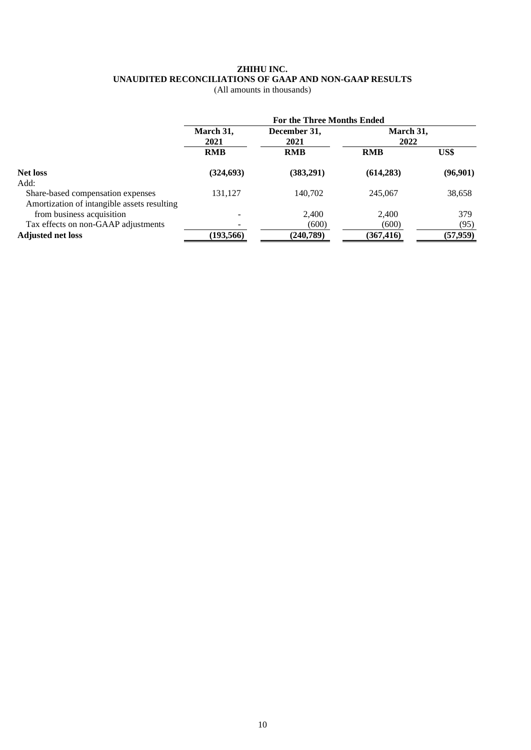**ZHIHU INC.**
**UNAUDITED RECONCILIATIONS OF GAAP AND NON-GAAP RESULTS**
(All amounts in thousands)

| | For the Three Months Ended | | | |
|---|---|---|---|---|
| | March 31, 2021 | December 31, 2021 | March 31, 2022 | |
| | RMB | RMB | RMB | US$ |
| **Net loss** | **(324,693)** | **(383,291)** | **(614,283)** | **(96,901)** |
| Add: | | | | |
| Share-based compensation expenses | 131,127 | 140,702 | 245,067 | 38,658 |
| Amortization of intangible assets resulting from business acquisition | - | 2,400 | 2,400 | 379 |
| Tax effects on non-GAAP adjustments | - | (600) | (600) | (95) |
| **Adjusted net loss** | **(193,566)** | **(240,789)** | **(367,416)** | **(57,959)** |